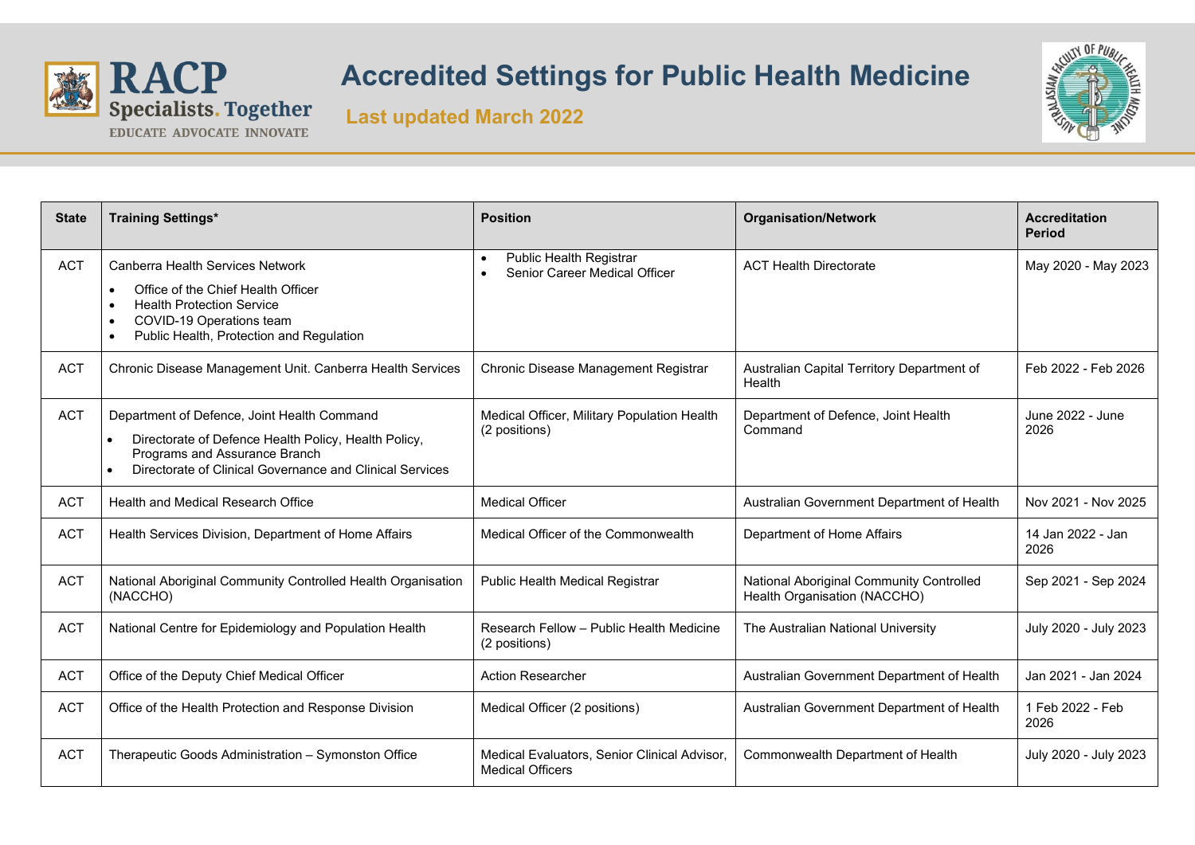# Accredited Settings for Public Health Medicine

**Last updated March 2022**

| State | Training Settings* | Position | Organisation/Network | Accreditation Period |
|---|---|---|---|---|
| ACT | Canberra Health Services Network<br>• Office of the Chief Health Officer<br>• Health Protection Service<br>• COVID-19 Operations team<br>• Public Health, Protection and Regulation | • Public Health Registrar<br>• Senior Career Medical Officer | ACT Health Directorate | May 2020 - May 2023 |
| ACT | Chronic Disease Management Unit. Canberra Health Services | Chronic Disease Management Registrar | Australian Capital Territory Department of Health | Feb 2022 - Feb 2026 |
| ACT | Department of Defence, Joint Health Command<br>• Directorate of Defence Health Policy, Health Policy, Programs and Assurance Branch<br>• Directorate of Clinical Governance and Clinical Services | Medical Officer, Military Population Health (2 positions) | Department of Defence, Joint Health Command | June 2022 - June 2026 |
| ACT | Health and Medical Research Office | Medical Officer | Australian Government Department of Health | Nov 2021 - Nov 2025 |
| ACT | Health Services Division, Department of Home Affairs | Medical Officer of the Commonwealth | Department of Home Affairs | 14 Jan 2022 - Jan 2026 |
| ACT | National Aboriginal Community Controlled Health Organisation (NACCHO) | Public Health Medical Registrar | National Aboriginal Community Controlled Health Organisation (NACCHO) | Sep 2021 - Sep 2024 |
| ACT | National Centre for Epidemiology and Population Health | Research Fellow – Public Health Medicine (2 positions) | The Australian National University | July 2020 - July 2023 |
| ACT | Office of the Deputy Chief Medical Officer | Action Researcher | Australian Government Department of Health | Jan 2021 - Jan 2024 |
| ACT | Office of the Health Protection and Response Division | Medical Officer (2 positions) | Australian Government Department of Health | 1 Feb 2022 - Feb 2026 |
| ACT | Therapeutic Goods Administration – Symonston Office | Medical Evaluators, Senior Clinical Advisor, Medical Officers | Commonwealth Department of Health | July 2020 - July 2023 |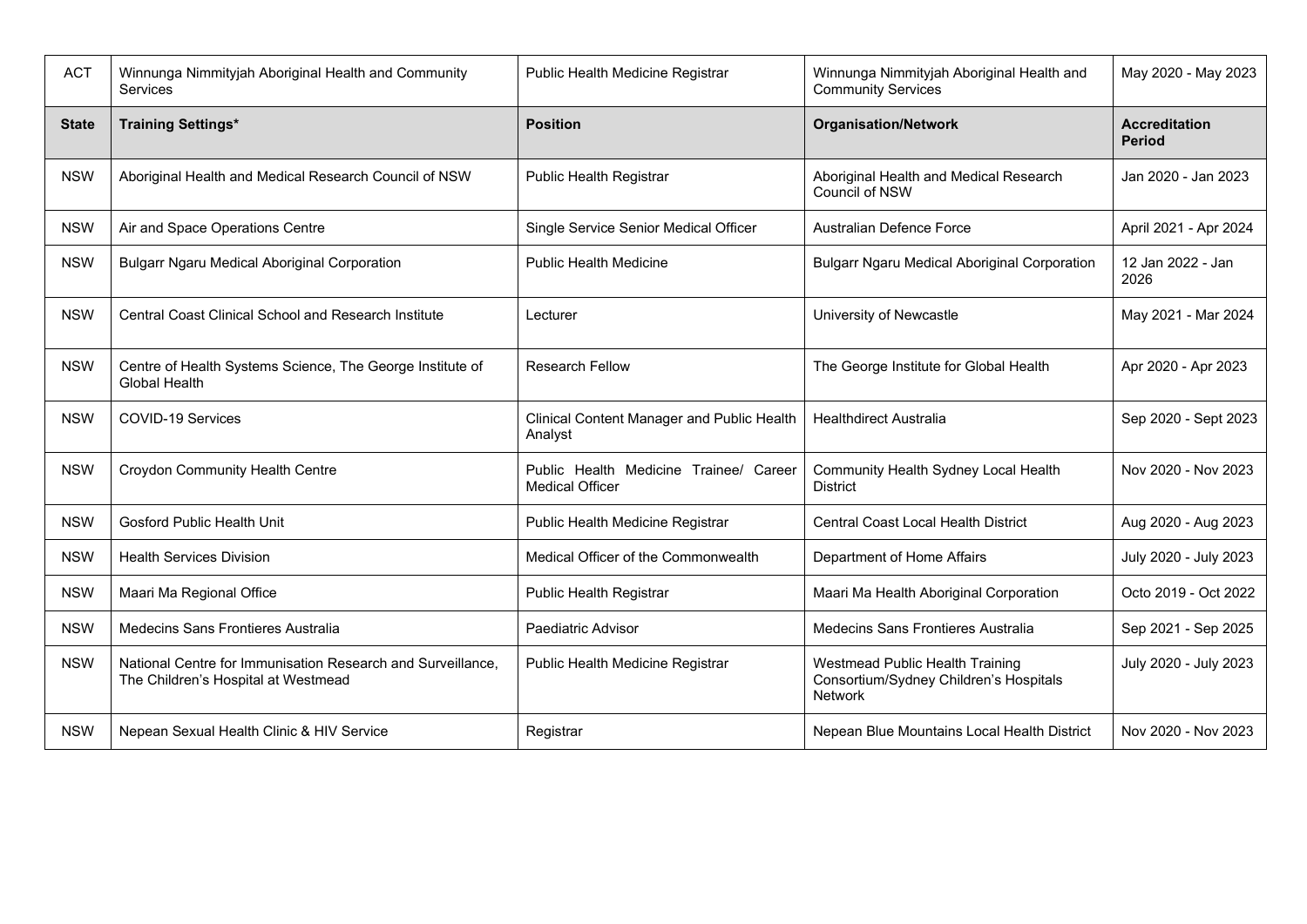| State | Training Settings* | Position | Organisation/Network | Accreditation Period |
|---|---|---|---|---|
| ACT | Winnunga Nimmityjah Aboriginal Health and Community Services | Public Health Medicine Registrar | Winnunga Nimmityjah Aboriginal Health and Community Services | May 2020 - May 2023 |
| NSW | Aboriginal Health and Medical Research Council of NSW | Public Health Registrar | Aboriginal Health and Medical Research Council of NSW | Jan 2020 - Jan 2023 |
| NSW | Air and Space Operations Centre | Single Service Senior Medical Officer | Australian Defence Force | April 2021 - Apr 2024 |
| NSW | Bulgarr Ngaru Medical Aboriginal Corporation | Public Health Medicine | Bulgarr Ngaru Medical Aboriginal Corporation | 12 Jan 2022 - Jan 2026 |
| NSW | Central Coast Clinical School and Research Institute | Lecturer | University of Newcastle | May 2021 - Mar 2024 |
| NSW | Centre of Health Systems Science, The George Institute of Global Health | Research Fellow | The George Institute for Global Health | Apr 2020 - Apr 2023 |
| NSW | COVID-19 Services | Clinical Content Manager and Public Health Analyst | Healthdirect Australia | Sep 2020 - Sept 2023 |
| NSW | Croydon Community Health Centre | Public Health Medicine Trainee/ Career Medical Officer | Community Health Sydney Local Health District | Nov 2020 - Nov 2023 |
| NSW | Gosford Public Health Unit | Public Health Medicine Registrar | Central Coast Local Health District | Aug 2020 - Aug 2023 |
| NSW | Health Services Division | Medical Officer of the Commonwealth | Department of Home Affairs | July 2020 - July 2023 |
| NSW | Maari Ma Regional Office | Public Health Registrar | Maari Ma Health Aboriginal Corporation | Octo 2019 - Oct 2022 |
| NSW | Medecins Sans Frontieres Australia | Paediatric Advisor | Medecins Sans Frontieres Australia | Sep 2021 - Sep 2025 |
| NSW | National Centre for Immunisation Research and Surveillance, The Children's Hospital at Westmead | Public Health Medicine Registrar | Westmead Public Health Training Consortium/Sydney Children's Hospitals Network | July 2020 - July 2023 |
| NSW | Nepean Sexual Health Clinic & HIV Service | Registrar | Nepean Blue Mountains Local Health District | Nov 2020 - Nov 2023 |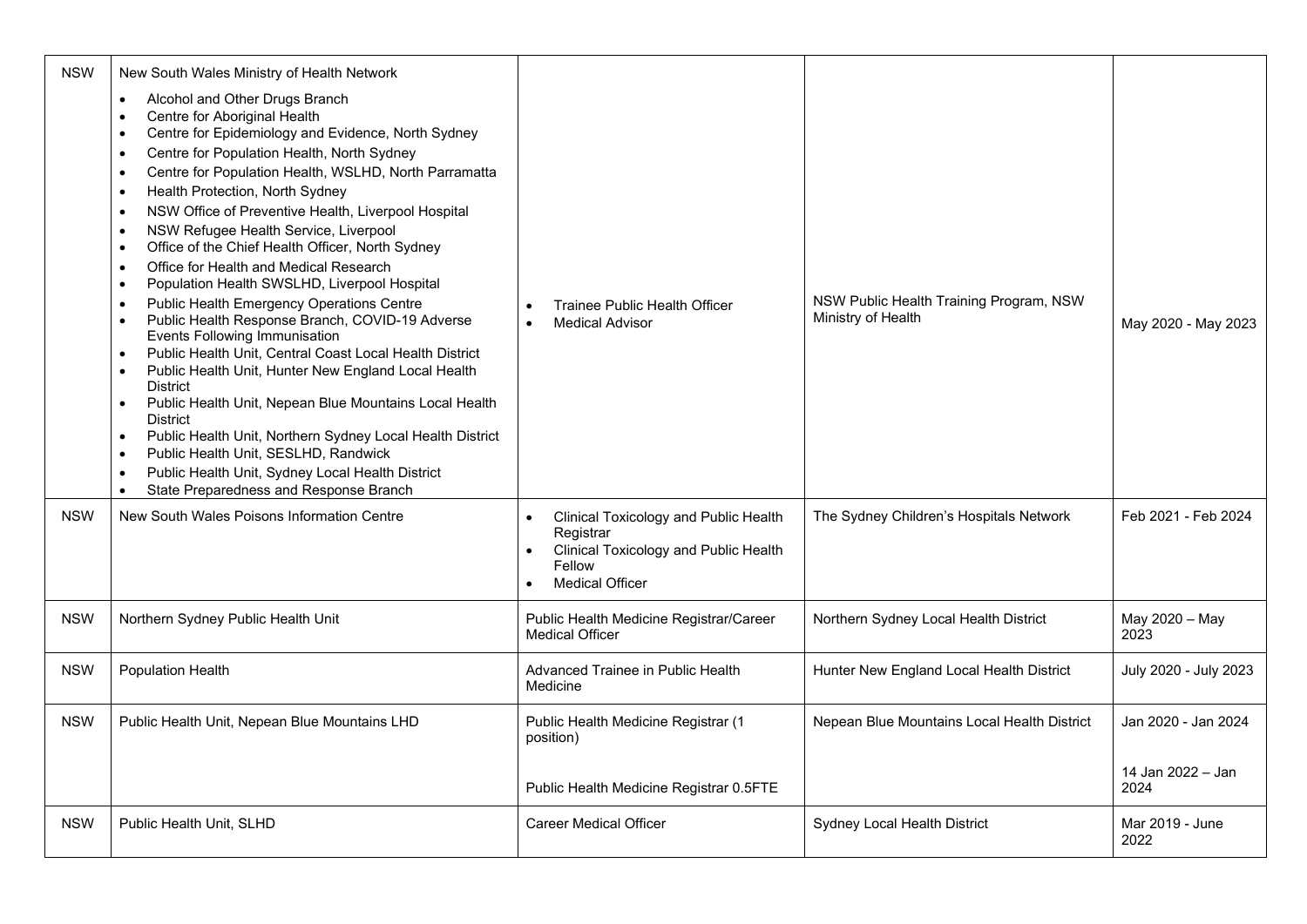| NSW | New South Wales Ministry of Health Network<br>• Alcohol and Other Drugs Branch<br>• Centre for Aboriginal Health<br>• Centre for Epidemiology and Evidence, North Sydney<br>• Centre for Population Health, North Sydney<br>• Centre for Population Health, WSLHD, North Parramatta<br>• Health Protection, North Sydney<br>• NSW Office of Preventive Health, Liverpool Hospital<br>• NSW Refugee Health Service, Liverpool<br>• Office of the Chief Health Officer, North Sydney<br>• Office for Health and Medical Research<br>• Population Health SWSLHD, Liverpool Hospital<br>• Public Health Emergency Operations Centre<br>• Public Health Response Branch, COVID-19 Adverse Events Following Immunisation<br>• Public Health Unit, Central Coast Local Health District<br>• Public Health Unit, Hunter New England Local Health District<br>• Public Health Unit, Nepean Blue Mountains Local Health District<br>• Public Health Unit, Northern Sydney Local Health District<br>• Public Health Unit, SESLHD, Randwick<br>• Public Health Unit, Sydney Local Health District<br>• State Preparedness and Response Branch | • Trainee Public Health Officer<br>• Medical Advisor | NSW Public Health Training Program, NSW Ministry of Health | May 2020 - May 2023 |
|---|---|---|---|---|
| NSW | New South Wales Poisons Information Centre | • Clinical Toxicology and Public Health Registrar<br>• Clinical Toxicology and Public Health Fellow<br>• Medical Officer | The Sydney Children's Hospitals Network | Feb 2021 - Feb 2024 |
| NSW | Northern Sydney Public Health Unit | Public Health Medicine Registrar/Career Medical Officer | Northern Sydney Local Health District | May 2020 – May 2023 |
| NSW | Population Health | Advanced Trainee in Public Health Medicine | Hunter New England Local Health District | July 2020 - July 2023 |
| NSW | Public Health Unit, Nepean Blue Mountains LHD | Public Health Medicine Registrar (1 position)<br><br>Public Health Medicine Registrar 0.5FTE | Nepean Blue Mountains Local Health District | Jan 2020 - Jan 2024<br><br>14 Jan 2022 – Jan 2024 |
| NSW | Public Health Unit, SLHD | Career Medical Officer | Sydney Local Health District | Mar 2019 - June 2022 |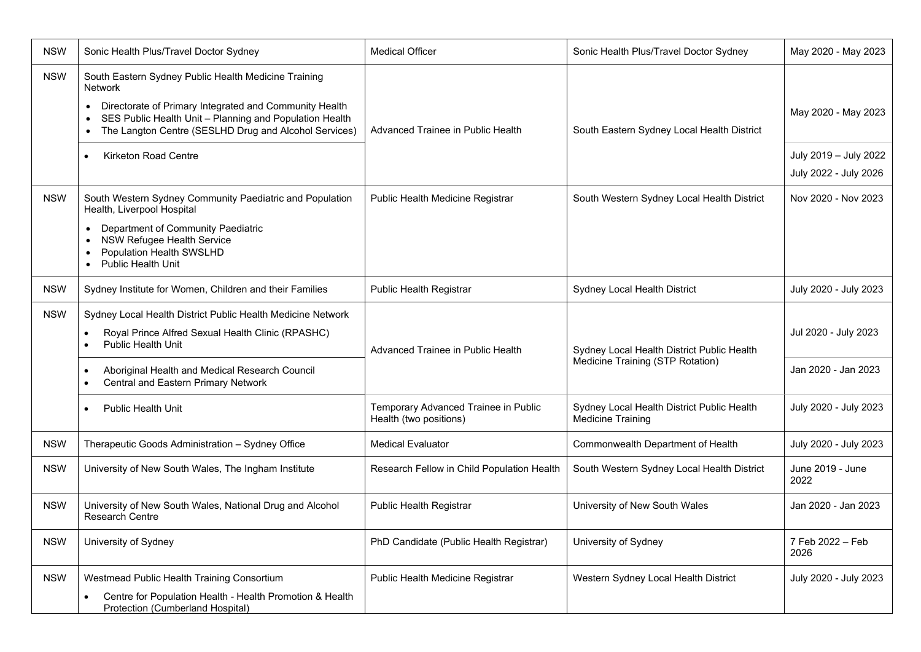| NSW | Sonic Health Plus/Travel Doctor Sydney | Medical Officer | Sonic Health Plus/Travel Doctor Sydney | May 2020 - May 2023 |
|---|---|---|---|---|
| NSW | South Eastern Sydney Public Health Medicine Training Network <br>• Directorate of Primary Integrated and Community Health <br>• SES Public Health Unit – Planning and Population Health <br>• The Langton Centre (SESLHD Drug and Alcohol Services) | Advanced Trainee in Public Health | South Eastern Sydney Local Health District | May 2020 - May 2023 |
| | • Kirketon Road Centre | | | July 2019 – July 2022 <br>July 2022 - July 2026 |
| NSW | South Western Sydney Community Paediatric and Population Health, Liverpool Hospital <br>• Department of Community Paediatric <br>• NSW Refugee Health Service <br>• Population Health SWSLHD <br>• Public Health Unit | Public Health Medicine Registrar | South Western Sydney Local Health District | Nov 2020 - Nov 2023 |
| NSW | Sydney Institute for Women, Children and their Families | Public Health Registrar | Sydney Local Health District | July 2020 - July 2023 |
| NSW | Sydney Local Health District Public Health Medicine Network <br>• Royal Prince Alfred Sexual Health Clinic (RPASHC) <br>• Public Health Unit | Advanced Trainee in Public Health | Sydney Local Health District Public Health Medicine Training (STP Rotation) | Jul 2020 - July 2023 |
| | • Aboriginal Health and Medical Research Council <br>• Central and Eastern Primary Network | | | Jan 2020 - Jan 2023 |
| | • Public Health Unit | Temporary Advanced Trainee in Public Health (two positions) | Sydney Local Health District Public Health Medicine Training | July 2020 - July 2023 |
| NSW | Therapeutic Goods Administration – Sydney Office | Medical Evaluator | Commonwealth Department of Health | July 2020 - July 2023 |
| NSW | University of New South Wales, The Ingham Institute | Research Fellow in Child Population Health | South Western Sydney Local Health District | June 2019 - June 2022 |
| NSW | University of New South Wales, National Drug and Alcohol Research Centre | Public Health Registrar | University of New South Wales | Jan 2020 - Jan 2023 |
| NSW | University of Sydney | PhD Candidate (Public Health Registrar) | University of Sydney | 7 Feb 2022 – Feb 2026 |
| NSW | Westmead Public Health Training Consortium <br>• Centre for Population Health - Health Promotion & Health Protection (Cumberland Hospital) | Public Health Medicine Registrar | Western Sydney Local Health District | July 2020 - July 2023 |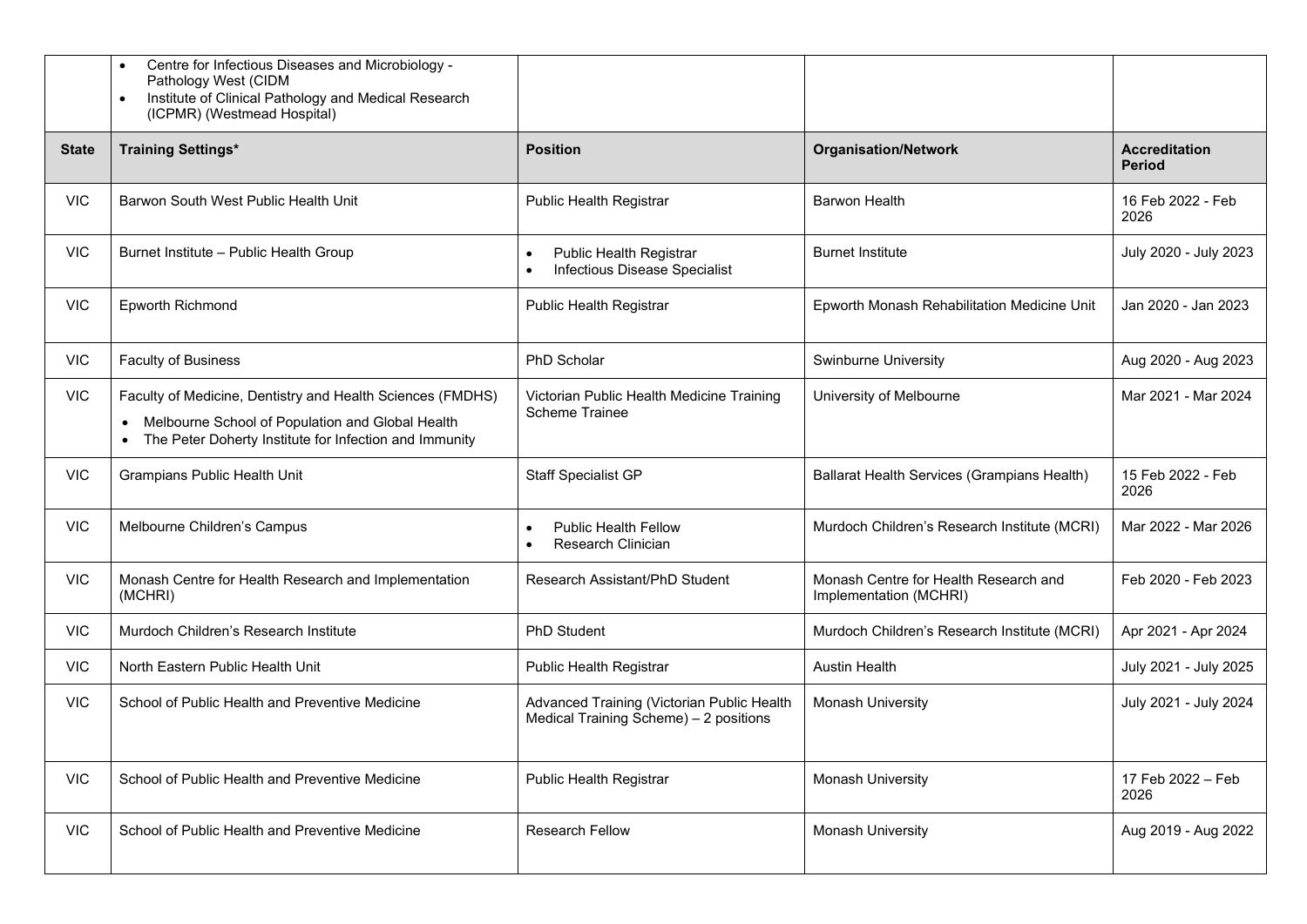| State | Training Settings* | Position | Organisation/Network | Accreditation Period |
|---|---|---|---|---|
| | • Centre for Infectious Diseases and Microbiology - Pathology West (CIDM<br>• Institute of Clinical Pathology and Medical Research (ICPMR) (Westmead Hospital) | | | |
| VIC | Barwon South West Public Health Unit | Public Health Registrar | Barwon Health | 16 Feb 2022 - Feb 2026 |
| VIC | Burnet Institute – Public Health Group | • Public Health Registrar<br>• Infectious Disease Specialist | Burnet Institute | July 2020 - July 2023 |
| VIC | Epworth Richmond | Public Health Registrar | Epworth Monash Rehabilitation Medicine Unit | Jan 2020 - Jan 2023 |
| VIC | Faculty of Business | PhD Scholar | Swinburne University | Aug 2020 - Aug 2023 |
| VIC | Faculty of Medicine, Dentistry and Health Sciences (FMDHS)<br>• Melbourne School of Population and Global Health<br>• The Peter Doherty Institute for Infection and Immunity | Victorian Public Health Medicine Training Scheme Trainee | University of Melbourne | Mar 2021 - Mar 2024 |
| VIC | Grampians Public Health Unit | Staff Specialist GP | Ballarat Health Services (Grampians Health) | 15 Feb 2022 - Feb 2026 |
| VIC | Melbourne Children's Campus | • Public Health Fellow<br>• Research Clinician | Murdoch Children's Research Institute (MCRI) | Mar 2022 - Mar 2026 |
| VIC | Monash Centre for Health Research and Implementation (MCHRI) | Research Assistant/PhD Student | Monash Centre for Health Research and Implementation (MCHRI) | Feb 2020 - Feb 2023 |
| VIC | Murdoch Children's Research Institute | PhD Student | Murdoch Children's Research Institute (MCRI) | Apr 2021 - Apr 2024 |
| VIC | North Eastern Public Health Unit | Public Health Registrar | Austin Health | July 2021 - July 2025 |
| VIC | School of Public Health and Preventive Medicine | Advanced Training (Victorian Public Health Medical Training Scheme) – 2 positions | Monash University | July 2021 - July 2024 |
| VIC | School of Public Health and Preventive Medicine | Public Health Registrar | Monash University | 17 Feb 2022 – Feb 2026 |
| VIC | School of Public Health and Preventive Medicine | Research Fellow | Monash University | Aug 2019 - Aug 2022 |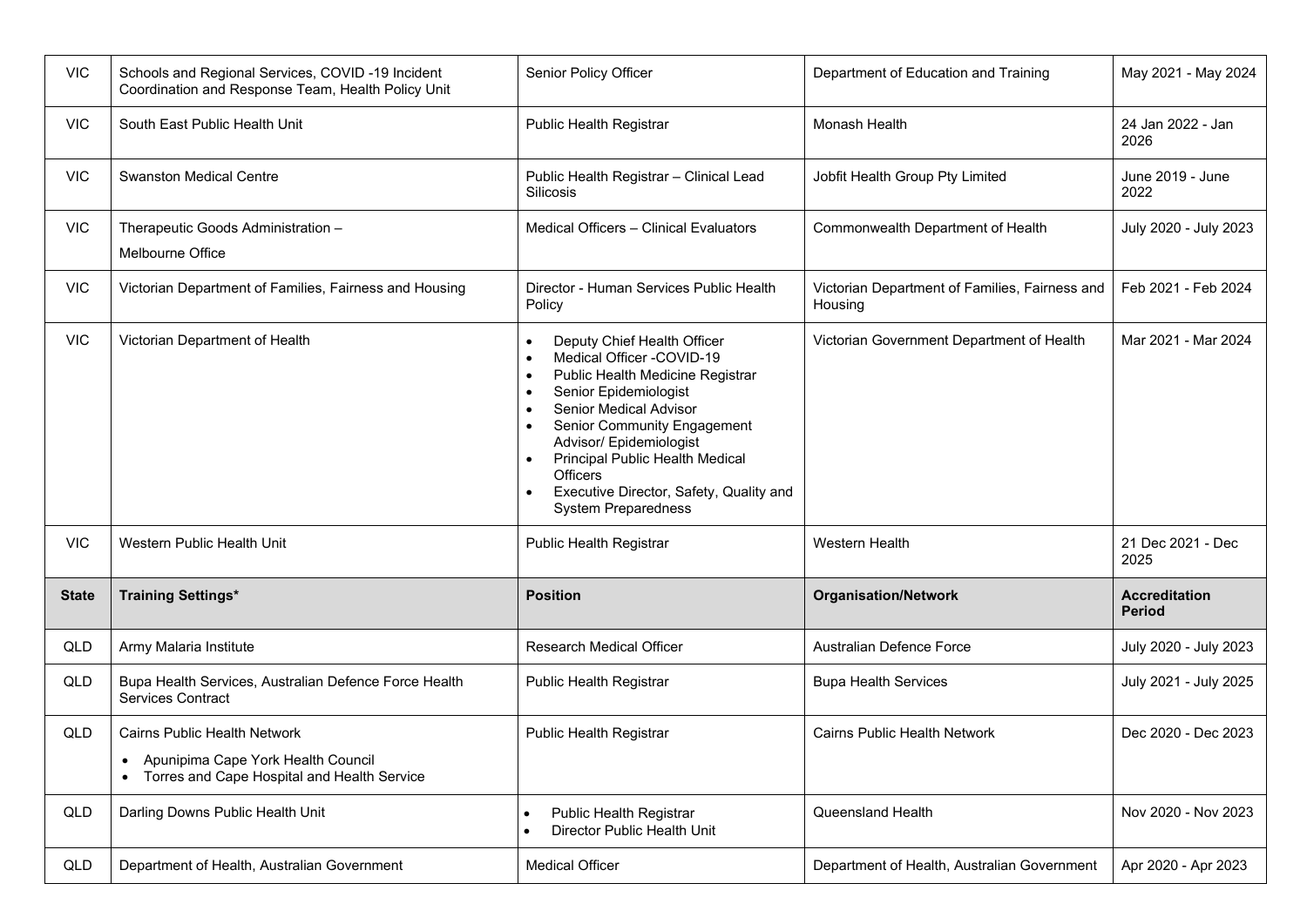| VIC | Schools and Regional Services, COVID -19 Incident Coordination and Response Team, Health Policy Unit | Senior Policy Officer | Department of Education and Training | May 2021 - May 2024 |
|---|---|---|---|---|
| VIC | South East Public Health Unit | Public Health Registrar | Monash Health | 24 Jan 2022 - Jan 2026 |
| VIC | Swanston Medical Centre | Public Health Registrar – Clinical Lead Silicosis | Jobfit Health Group Pty Limited | June 2019 - June 2022 |
| VIC | Therapeutic Goods Administration – Melbourne Office | Medical Officers – Clinical Evaluators | Commonwealth Department of Health | July 2020 - July 2023 |
| VIC | Victorian Department of Families, Fairness and Housing | Director - Human Services Public Health Policy | Victorian Department of Families, Fairness and Housing | Feb 2021 - Feb 2024 |
| VIC | Victorian Department of Health | • Deputy Chief Health Officer<br>• Medical Officer -COVID-19<br>• Public Health Medicine Registrar<br>• Senior Epidemiologist<br>• Senior Medical Advisor<br>• Senior Community Engagement Advisor/ Epidemiologist<br>• Principal Public Health Medical Officers<br>• Executive Director, Safety, Quality and System Preparedness | Victorian Government Department of Health | Mar 2021 - Mar 2024 |
| VIC | Western Public Health Unit | Public Health Registrar | Western Health | 21 Dec 2021 - Dec 2025 |
| **State** | **Training Settings*** | **Position** | **Organisation/Network** | **Accreditation Period** |
| QLD | Army Malaria Institute | Research Medical Officer | Australian Defence Force | July 2020 - July 2023 |
| QLD | Bupa Health Services, Australian Defence Force Health Services Contract | Public Health Registrar | Bupa Health Services | July 2021 - July 2025 |
| QLD | Cairns Public Health Network<br>• Apunipima Cape York Health Council<br>• Torres and Cape Hospital and Health Service | Public Health Registrar | Cairns Public Health Network | Dec 2020 - Dec 2023 |
| QLD | Darling Downs Public Health Unit | • Public Health Registrar<br>• Director Public Health Unit | Queensland Health | Nov 2020 - Nov 2023 |
| QLD | Department of Health, Australian Government | Medical Officer | Department of Health, Australian Government | Apr 2020 - Apr 2023 |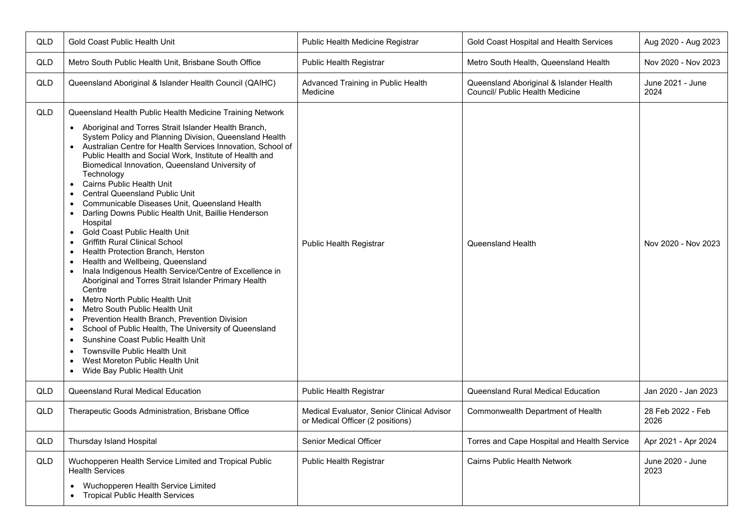| QLD | Gold Coast Public Health Unit | Public Health Medicine Registrar | Gold Coast Hospital and Health Services | Aug 2020 - Aug 2023 |
|---|---|---|---|---|
| QLD | Metro South Public Health Unit, Brisbane South Office | Public Health Registrar | Metro South Health, Queensland Health | Nov 2020 - Nov 2023 |
| QLD | Queensland Aboriginal & Islander Health Council (QAIHC) | Advanced Training in Public Health Medicine | Queensland Aboriginal & Islander Health Council/ Public Health Medicine | June 2021 - June 2024 |
| QLD | Queensland Health Public Health Medicine Training Network<br>• Aboriginal and Torres Strait Islander Health Branch, System Policy and Planning Division, Queensland Health<br>• Australian Centre for Health Services Innovation, School of Public Health and Social Work, Institute of Health and Biomedical Innovation, Queensland University of Technology<br>• Cairns Public Health Unit<br>• Central Queensland Public Unit<br>• Communicable Diseases Unit, Queensland Health<br>• Darling Downs Public Health Unit, Baillie Henderson Hospital<br>• Gold Coast Public Health Unit<br>• Griffith Rural Clinical School<br>• Health Protection Branch, Herston<br>• Health and Wellbeing, Queensland<br>• Inala Indigenous Health Service/Centre of Excellence in Aboriginal and Torres Strait Islander Primary Health Centre<br>• Metro North Public Health Unit<br>• Metro South Public Health Unit<br>• Prevention Health Branch, Prevention Division<br>• School of Public Health, The University of Queensland<br>• Sunshine Coast Public Health Unit<br>• Townsville Public Health Unit<br>• West Moreton Public Health Unit<br>• Wide Bay Public Health Unit | Public Health Registrar | Queensland Health | Nov 2020 - Nov 2023 |
| QLD | Queensland Rural Medical Education | Public Health Registrar | Queensland Rural Medical Education | Jan 2020 - Jan 2023 |
| QLD | Therapeutic Goods Administration, Brisbane Office | Medical Evaluator, Senior Clinical Advisor or Medical Officer (2 positions) | Commonwealth Department of Health | 28 Feb 2022 - Feb 2026 |
| QLD | Thursday Island Hospital | Senior Medical Officer | Torres and Cape Hospital and Health Service | Apr 2021 - Apr 2024 |
| QLD | Wuchopperen Health Service Limited and Tropical Public Health Services<br>• Wuchopperen Health Service Limited<br>• Tropical Public Health Services | Public Health Registrar | Cairns Public Health Network | June 2020 - June 2023 |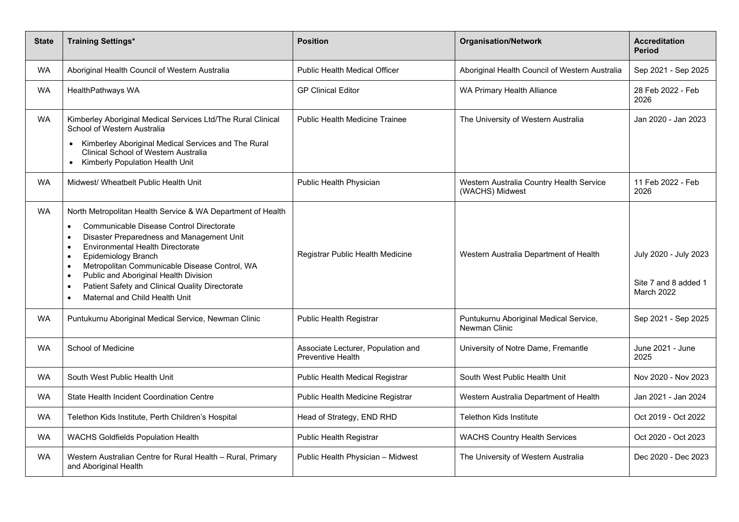| State | Training Settings* | Position | Organisation/Network | Accreditation Period |
|---|---|---|---|---|
| WA | Aboriginal Health Council of Western Australia | Public Health Medical Officer | Aboriginal Health Council of Western Australia | Sep 2021 - Sep 2025 |
| WA | HealthPathways WA | GP Clinical Editor | WA Primary Health Alliance | 28 Feb 2022 - Feb 2026 |
| WA | Kimberley Aboriginal Medical Services Ltd/The Rural Clinical School of Western Australia<br>• Kimberley Aboriginal Medical Services and The Rural Clinical School of Western Australia<br>• Kimberly Population Health Unit | Public Health Medicine Trainee | The University of Western Australia | Jan 2020 - Jan 2023 |
| WA | Midwest/ Wheatbelt Public Health Unit | Public Health Physician | Western Australia Country Health Service (WACHS) Midwest | 11 Feb 2022 - Feb 2026 |
| WA | North Metropolitan Health Service & WA Department of Health<br>• Communicable Disease Control Directorate<br>• Disaster Preparedness and Management Unit<br>• Environmental Health Directorate<br>• Epidemiology Branch<br>• Metropolitan Communicable Disease Control, WA<br>• Public and Aboriginal Health Division<br>• Patient Safety and Clinical Quality Directorate<br>• Maternal and Child Health Unit | Registrar Public Health Medicine | Western Australia Department of Health | July 2020 - July 2023<br><br>Site 7 and 8 added 1 March 2022 |
| WA | Puntukurnu Aboriginal Medical Service, Newman Clinic | Public Health Registrar | Puntukurnu Aboriginal Medical Service, Newman Clinic | Sep 2021 - Sep 2025 |
| WA | School of Medicine | Associate Lecturer, Population and Preventive Health | University of Notre Dame, Fremantle | June 2021 - June 2025 |
| WA | South West Public Health Unit | Public Health Medical Registrar | South West Public Health Unit | Nov 2020 - Nov 2023 |
| WA | State Health Incident Coordination Centre | Public Health Medicine Registrar | Western Australia Department of Health | Jan 2021 - Jan 2024 |
| WA | Telethon Kids Institute, Perth Children's Hospital | Head of Strategy, END RHD | Telethon Kids Institute | Oct 2019 - Oct 2022 |
| WA | WACHS Goldfields Population Health | Public Health Registrar | WACHS Country Health Services | Oct 2020 - Oct 2023 |
| WA | Western Australian Centre for Rural Health – Rural, Primary and Aboriginal Health | Public Health Physician – Midwest | The University of Western Australia | Dec 2020 - Dec 2023 |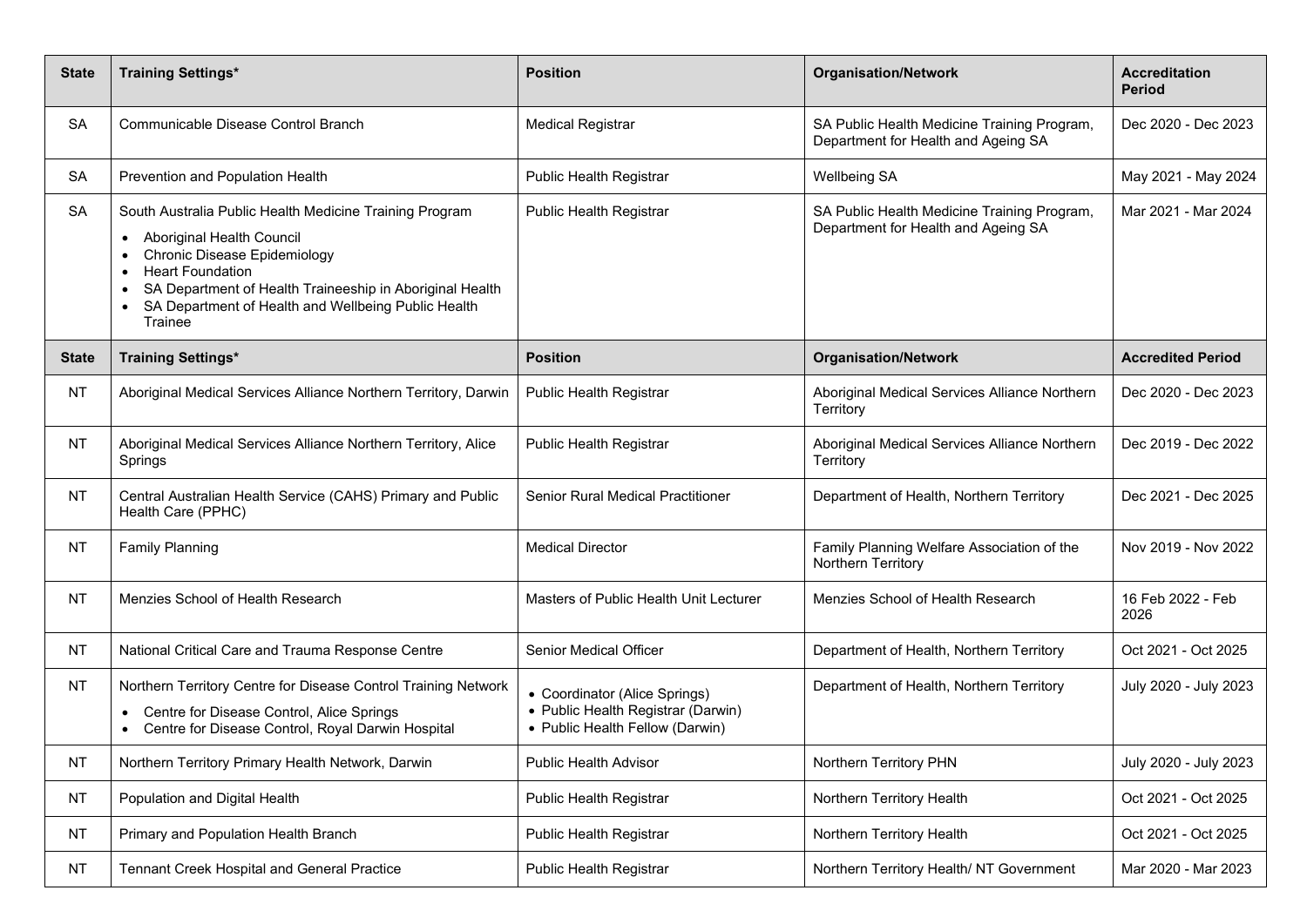| State | Training Settings* | Position | Organisation/Network | Accreditation Period |
|---|---|---|---|---|
| SA | Communicable Disease Control Branch | Medical Registrar | SA Public Health Medicine Training Program, Department for Health and Ageing SA | Dec 2020 - Dec 2023 |
| SA | Prevention and Population Health | Public Health Registrar | Wellbeing SA | May 2021 - May 2024 |
| SA | South Australia Public Health Medicine Training Program<br>• Aboriginal Health Council<br>• Chronic Disease Epidemiology<br>• Heart Foundation<br>• SA Department of Health Traineeship in Aboriginal Health<br>• SA Department of Health and Wellbeing Public Health Trainee | Public Health Registrar | SA Public Health Medicine Training Program, Department for Health and Ageing SA | Mar 2021 - Mar 2024 |

| State | Training Settings* | Position | Organisation/Network | Accredited Period |
|---|---|---|---|---|
| NT | Aboriginal Medical Services Alliance Northern Territory, Darwin | Public Health Registrar | Aboriginal Medical Services Alliance Northern Territory | Dec 2020 - Dec 2023 |
| NT | Aboriginal Medical Services Alliance Northern Territory, Alice Springs | Public Health Registrar | Aboriginal Medical Services Alliance Northern Territory | Dec 2019 - Dec 2022 |
| NT | Central Australian Health Service (CAHS) Primary and Public Health Care (PPHC) | Senior Rural Medical Practitioner | Department of Health, Northern Territory | Dec 2021 - Dec 2025 |
| NT | Family Planning | Medical Director | Family Planning Welfare Association of the Northern Territory | Nov 2019 - Nov 2022 |
| NT | Menzies School of Health Research | Masters of Public Health Unit Lecturer | Menzies School of Health Research | 16 Feb 2022 - Feb 2026 |
| NT | National Critical Care and Trauma Response Centre | Senior Medical Officer | Department of Health, Northern Territory | Oct 2021 - Oct 2025 |
| NT | Northern Territory Centre for Disease Control Training Network<br>• Centre for Disease Control, Alice Springs<br>• Centre for Disease Control, Royal Darwin Hospital | • Coordinator (Alice Springs)<br>• Public Health Registrar (Darwin)<br>• Public Health Fellow (Darwin) | Department of Health, Northern Territory | July 2020 - July 2023 |
| NT | Northern Territory Primary Health Network, Darwin | Public Health Advisor | Northern Territory PHN | July 2020 - July 2023 |
| NT | Population and Digital Health | Public Health Registrar | Northern Territory Health | Oct 2021 - Oct 2025 |
| NT | Primary and Population Health Branch | Public Health Registrar | Northern Territory Health | Oct 2021 - Oct 2025 |
| NT | Tennant Creek Hospital and General Practice | Public Health Registrar | Northern Territory Health/ NT Government | Mar 2020 - Mar 2023 |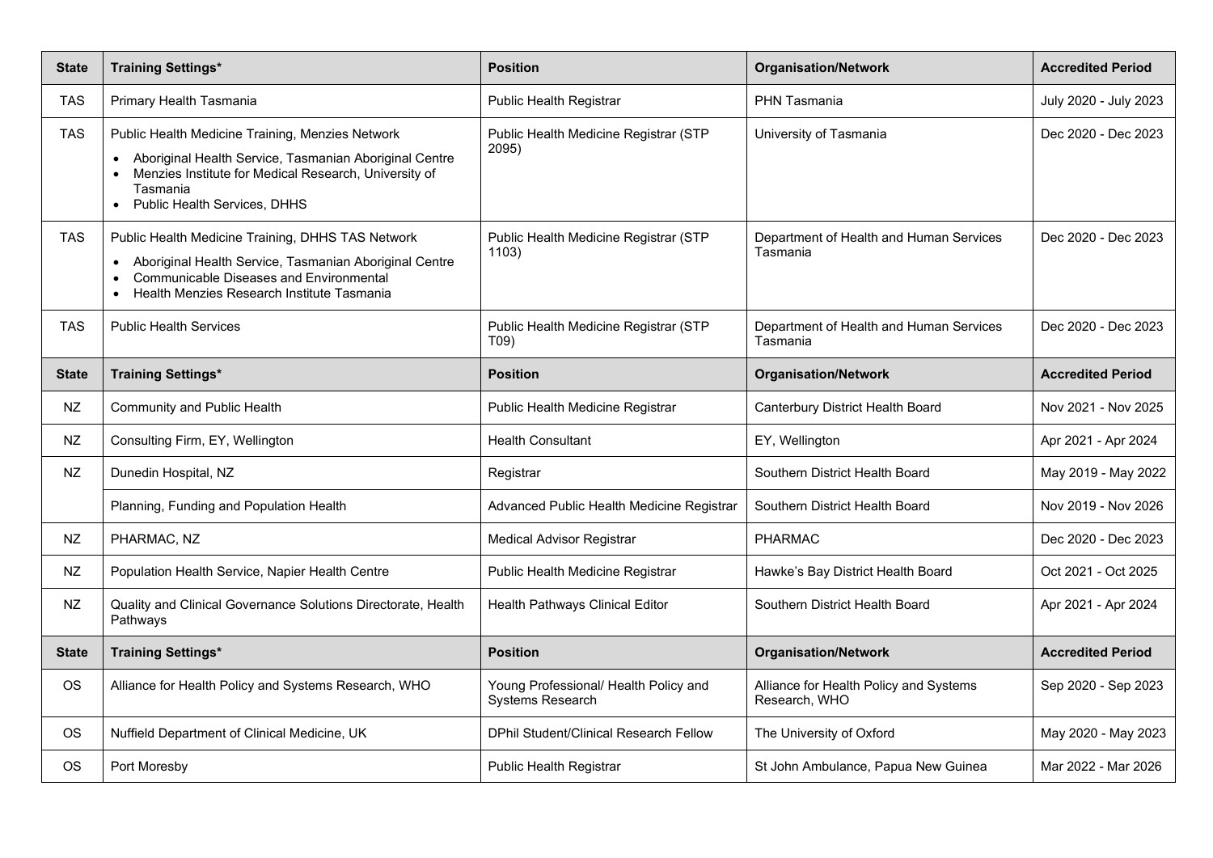| State | Training Settings* | Position | Organisation/Network | Accredited Period |
|---|---|---|---|---|
| TAS | Primary Health Tasmania | Public Health Registrar | PHN Tasmania | July 2020 - July 2023 |
| TAS | Public Health Medicine Training, Menzies Network<br>• Aboriginal Health Service, Tasmanian Aboriginal Centre<br>• Menzies Institute for Medical Research, University of Tasmania<br>• Public Health Services, DHHS | Public Health Medicine Registrar (STP 2095) | University of Tasmania | Dec 2020 - Dec 2023 |
| TAS | Public Health Medicine Training, DHHS TAS Network<br>• Aboriginal Health Service, Tasmanian Aboriginal Centre<br>• Communicable Diseases and Environmental<br>• Health Menzies Research Institute Tasmania | Public Health Medicine Registrar (STP 1103) | Department of Health and Human Services Tasmania | Dec 2020 - Dec 2023 |
| TAS | Public Health Services | Public Health Medicine Registrar (STP T09) | Department of Health and Human Services Tasmania | Dec 2020 - Dec 2023 |
| **State** | **Training Settings*** | **Position** | **Organisation/Network** | **Accredited Period** |
| NZ | Community and Public Health | Public Health Medicine Registrar | Canterbury District Health Board | Nov 2021 - Nov 2025 |
| NZ | Consulting Firm, EY, Wellington | Health Consultant | EY, Wellington | Apr 2021 - Apr 2024 |
| NZ | Dunedin Hospital, NZ | Registrar | Southern District Health Board | May 2019 - May 2022 |
| | Planning, Funding and Population Health | Advanced Public Health Medicine Registrar | Southern District Health Board | Nov 2019 - Nov 2026 |
| NZ | PHARMAC, NZ | Medical Advisor Registrar | PHARMAC | Dec 2020 - Dec 2023 |
| NZ | Population Health Service, Napier Health Centre | Public Health Medicine Registrar | Hawke's Bay District Health Board | Oct 2021 - Oct 2025 |
| NZ | Quality and Clinical Governance Solutions Directorate, Health Pathways | Health Pathways Clinical Editor | Southern District Health Board | Apr 2021 - Apr 2024 |
| **State** | **Training Settings*** | **Position** | **Organisation/Network** | **Accredited Period** |
| OS | Alliance for Health Policy and Systems Research, WHO | Young Professional/ Health Policy and Systems Research | Alliance for Health Policy and Systems Research, WHO | Sep 2020 - Sep 2023 |
| OS | Nuffield Department of Clinical Medicine, UK | DPhil Student/Clinical Research Fellow | The University of Oxford | May 2020 - May 2023 |
| OS | Port Moresby | Public Health Registrar | St John Ambulance, Papua New Guinea | Mar 2022 - Mar 2026 |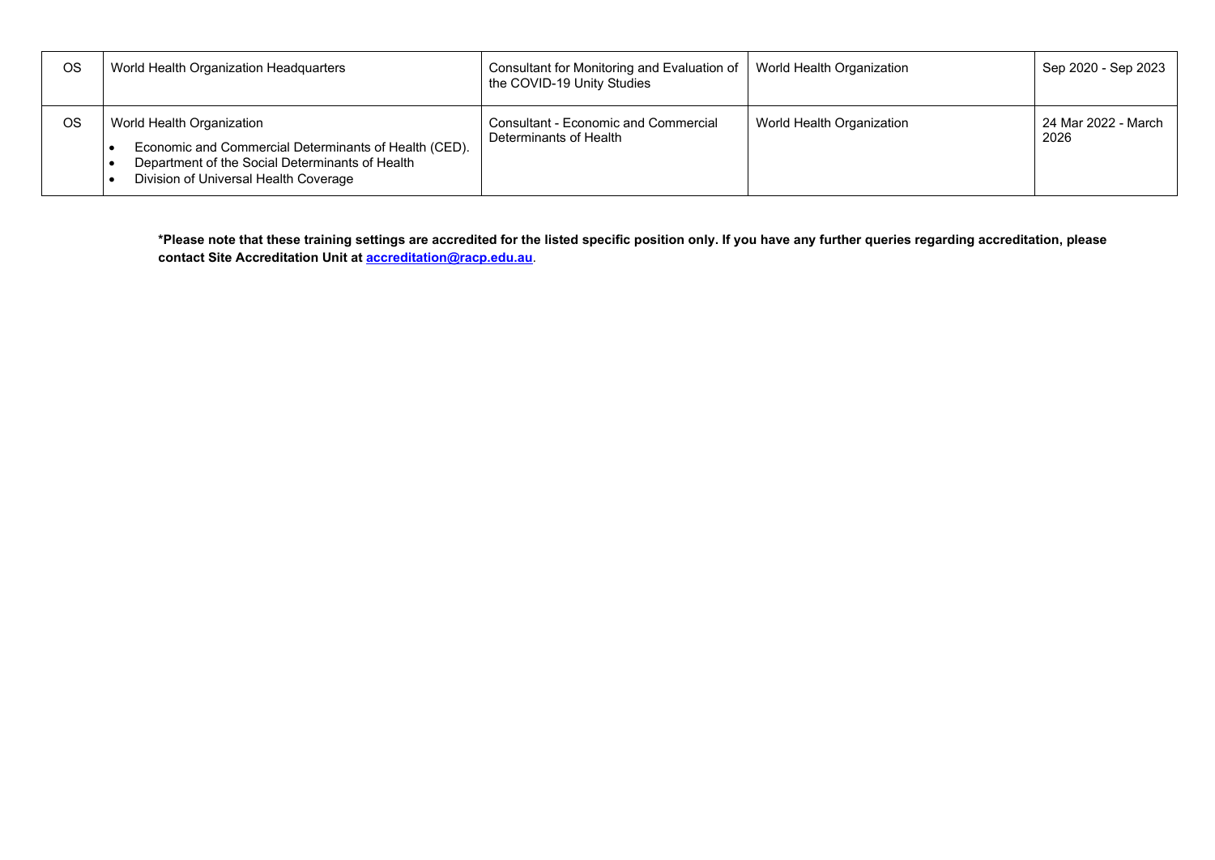| | | | | |
|---|---|---|---|---|
| OS | World Health Organization Headquarters | Consultant for Monitoring and Evaluation of the COVID-19 Unity Studies | World Health Organization | Sep 2020 - Sep 2023 |
| OS | World Health Organization<br>• Economic and Commercial Determinants of Health (CED).<br>• Department of the Social Determinants of Health<br>• Division of Universal Health Coverage | Consultant - Economic and Commercial Determinants of Health | World Health Organization | 24 Mar 2022 - March 2026 |

**\*Please note that these training settings are accredited for the listed specific position only. If you have any further queries regarding accreditation, please contact Site Accreditation Unit at [accreditation@racp.edu.au](mailto:accreditation@racp.edu.au).**